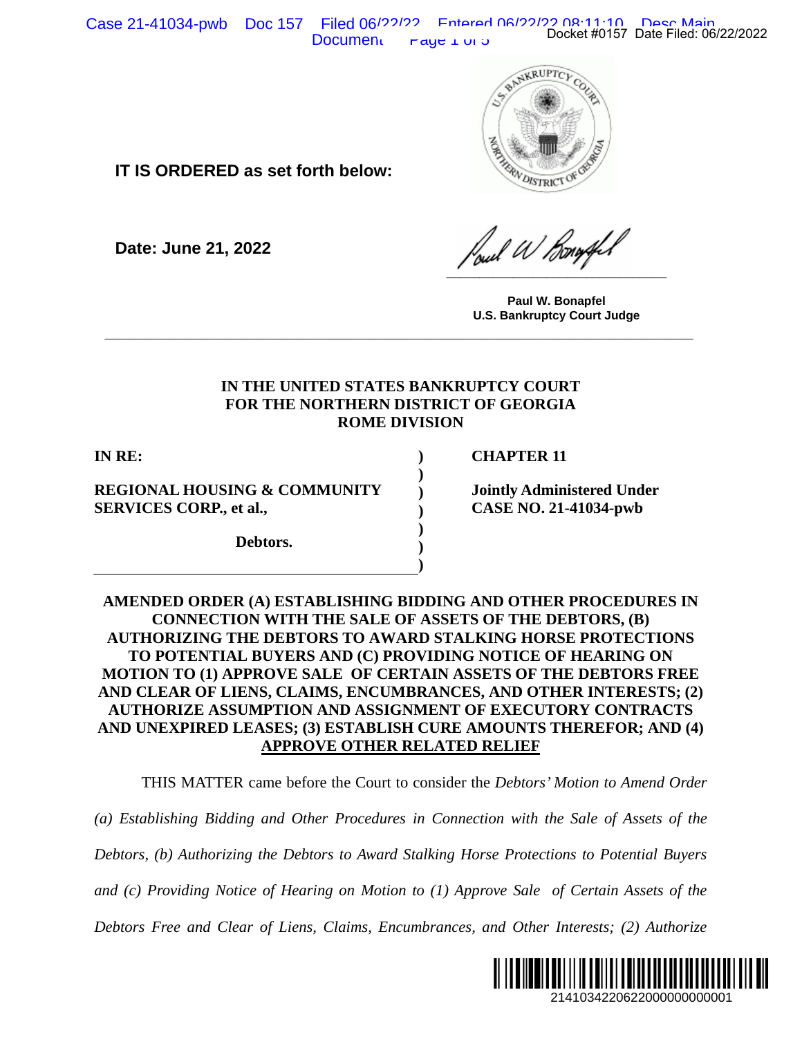**IT IS ORDERED as set forth below:**

**Date: June 21, 2022**

**Paul W. Bonapfel**
**U.S. Bankruptcy Court Judge**

---

**IN THE UNITED STATES BANKRUPTCY COURT**
**FOR THE NORTHERN DISTRICT OF GEORGIA**
**ROME DIVISION**

| | | |
|---|---|---|
| **IN RE:** | ) | **CHAPTER 11** |
| | ) | |
| **REGIONAL HOUSING & COMMUNITY SERVICES CORP., et al.,** | ) | **Jointly Administered Under CASE NO. 21-41034-pwb** |
| | ) | |
| **Debtors.** | ) | |
| | ) | |

**AMENDED ORDER (A) ESTABLISHING BIDDING AND OTHER PROCEDURES IN CONNECTION WITH THE SALE OF ASSETS OF THE DEBTORS, (B) AUTHORIZING THE DEBTORS TO AWARD STALKING HORSE PROTECTIONS TO POTENTIAL BUYERS AND (C) PROVIDING NOTICE OF HEARING ON MOTION TO (1) APPROVE SALE OF CERTAIN ASSETS OF THE DEBTORS FREE AND CLEAR OF LIENS, CLAIMS, ENCUMBRANCES, AND OTHER INTERESTS; (2) AUTHORIZE ASSUMPTION AND ASSIGNMENT OF EXECUTORY CONTRACTS AND UNEXPIRED LEASES; (3) ESTABLISH CURE AMOUNTS THEREFOR; AND (4) APPROVE OTHER RELATED RELIEF**

THIS MATTER came before the Court to consider the *Debtors' Motion to Amend Order (a) Establishing Bidding and Other Procedures in Connection with the Sale of Assets of the Debtors, (b) Authorizing the Debtors to Award Stalking Horse Protections to Potential Buyers and (c) Providing Notice of Hearing on Motion to (1) Approve Sale of Certain Assets of the Debtors Free and Clear of Liens, Claims, Encumbrances, and Other Interests; (2) Authorize*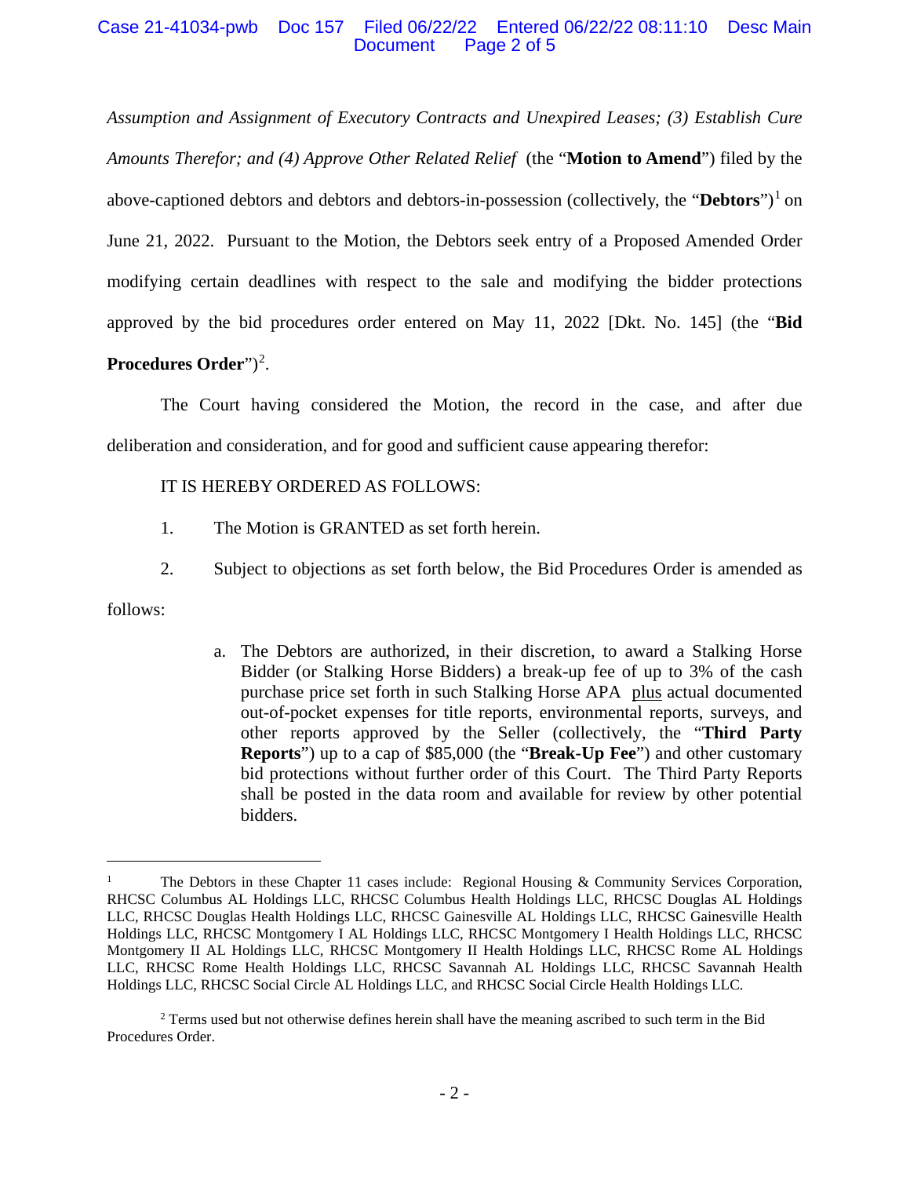*Assumption and Assignment of Executory Contracts and Unexpired Leases; (3) Establish Cure Amounts Therefor; and (4) Approve Other Related Relief* (the "**Motion to Amend**") filed by the above-captioned debtors and debtors and debtors-in-possession (collectively, the "**Debtors**")[1] on June 21, 2022. Pursuant to the Motion, the Debtors seek entry of a Proposed Amended Order modifying certain deadlines with respect to the sale and modifying the bidder protections approved by the bid procedures order entered on May 11, 2022 [Dkt. No. 145] (the "**Bid Procedures Order**")[2].

The Court having considered the Motion, the record in the case, and after due deliberation and consideration, and for good and sufficient cause appearing therefor:

IT IS HEREBY ORDERED AS FOLLOWS:

1. The Motion is GRANTED as set forth herein.

2. Subject to objections as set forth below, the Bid Procedures Order is amended as follows:

   a. The Debtors are authorized, in their discretion, to award a Stalking Horse Bidder (or Stalking Horse Bidders) a break-up fee of up to 3% of the cash purchase price set forth in such Stalking Horse APA <u>plus</u> actual documented out-of-pocket expenses for title reports, environmental reports, surveys, and other reports approved by the Seller (collectively, the "**Third Party Reports**") up to a cap of $85,000 (the "**Break-Up Fee**") and other customary bid protections without further order of this Court. The Third Party Reports shall be posted in the data room and available for review by other potential bidders.

---

[1] The Debtors in these Chapter 11 cases include: Regional Housing & Community Services Corporation, RHCSC Columbus AL Holdings LLC, RHCSC Columbus Health Holdings LLC, RHCSC Douglas AL Holdings LLC, RHCSC Douglas Health Holdings LLC, RHCSC Gainesville AL Holdings LLC, RHCSC Gainesville Health Holdings LLC, RHCSC Montgomery I AL Holdings LLC, RHCSC Montgomery I Health Holdings LLC, RHCSC Montgomery II AL Holdings LLC, RHCSC Montgomery II Health Holdings LLC, RHCSC Rome AL Holdings LLC, RHCSC Rome Health Holdings LLC, RHCSC Savannah AL Holdings LLC, RHCSC Savannah Health Holdings LLC, RHCSC Social Circle AL Holdings LLC, and RHCSC Social Circle Health Holdings LLC.

[2] Terms used but not otherwise defines herein shall have the meaning ascribed to such term in the Bid Procedures Order.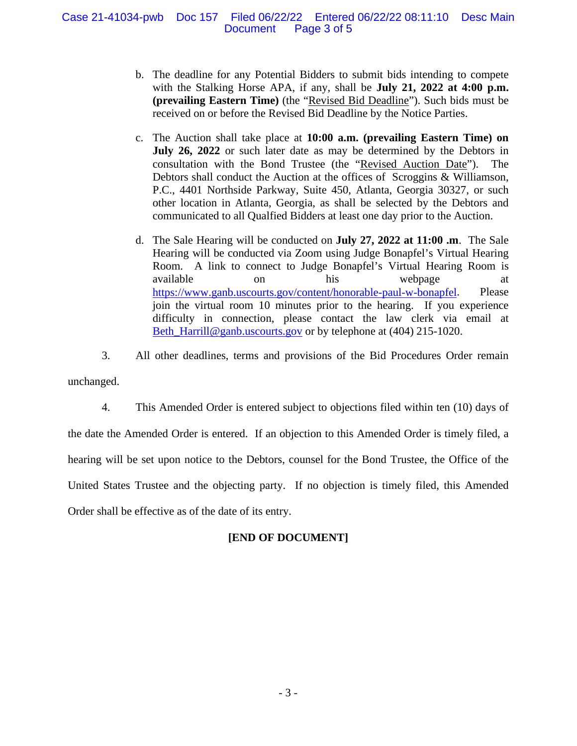b. The deadline for any Potential Bidders to submit bids intending to compete with the Stalking Horse APA, if any, shall be **July 21, 2022 at 4:00 p.m. (prevailing Eastern Time)** (the "Revised Bid Deadline"). Such bids must be received on or before the Revised Bid Deadline by the Notice Parties.

c. The Auction shall take place at **10:00 a.m. (prevailing Eastern Time) on July 26, 2022** or such later date as may be determined by the Debtors in consultation with the Bond Trustee (the "Revised Auction Date"). The Debtors shall conduct the Auction at the offices of Scroggins & Williamson, P.C., 4401 Northside Parkway, Suite 450, Atlanta, Georgia 30327, or such other location in Atlanta, Georgia, as shall be selected by the Debtors and communicated to all Qualfied Bidders at least one day prior to the Auction.

d. The Sale Hearing will be conducted on **July 27, 2022 at 11:00 .m**. The Sale Hearing will be conducted via Zoom using Judge Bonapfel's Virtual Hearing Room. A link to connect to Judge Bonapfel's Virtual Hearing Room is available on his webpage at https://www.ganb.uscourts.gov/content/honorable-paul-w-bonapfel. Please join the virtual room 10 minutes prior to the hearing. If you experience difficulty in connection, please contact the law clerk via email at Beth_Harrill@ganb.uscourts.gov or by telephone at (404) 215-1020.

3. All other deadlines, terms and provisions of the Bid Procedures Order remain unchanged.

4. This Amended Order is entered subject to objections filed within ten (10) days of the date the Amended Order is entered. If an objection to this Amended Order is timely filed, a hearing will be set upon notice to the Debtors, counsel for the Bond Trustee, the Office of the United States Trustee and the objecting party. If no objection is timely filed, this Amended Order shall be effective as of the date of its entry.

**[END OF DOCUMENT]**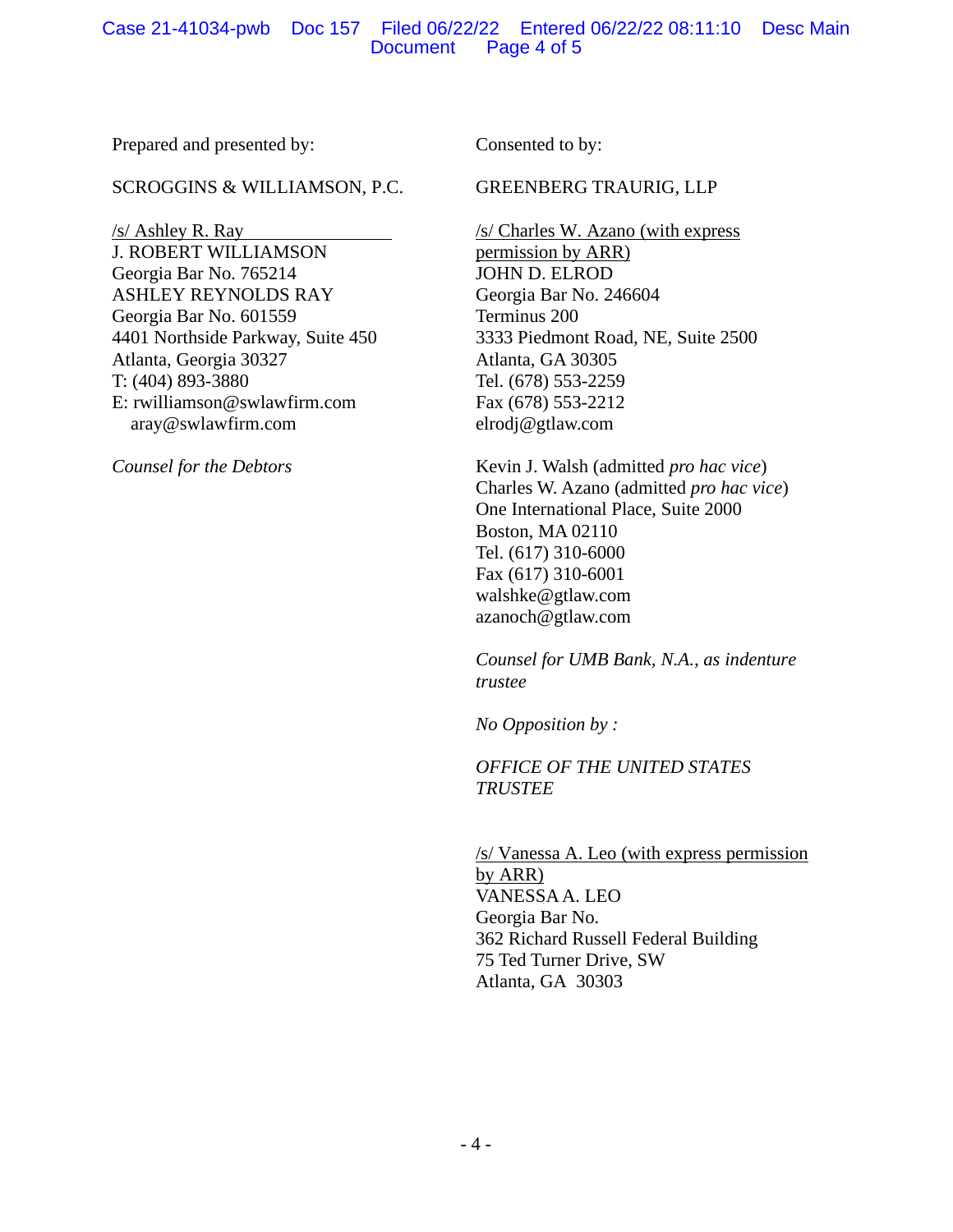Prepared and presented by:

SCROGGINS & WILLIAMSON, P.C.

/s/ Ashley R. Ray
J. ROBERT WILLIAMSON
Georgia Bar No. 765214
ASHLEY REYNOLDS RAY
Georgia Bar No. 601559
4401 Northside Parkway, Suite 450
Atlanta, Georgia 30327
T: (404) 893-3880
E: rwilliamson@swlawfirm.com
aray@swlawfirm.com

*Counsel for the Debtors*

Consented to by:

GREENBERG TRAURIG, LLP

/s/ Charles W. Azano (with express permission by ARR)
JOHN D. ELROD
Georgia Bar No. 246604
Terminus 200
3333 Piedmont Road, NE, Suite 2500
Atlanta, GA 30305
Tel. (678) 553-2259
Fax (678) 553-2212
elrodj@gtlaw.com

Kevin J. Walsh (admitted *pro hac vice*)
Charles W. Azano (admitted *pro hac vice*)
One International Place, Suite 2000
Boston, MA 02110
Tel. (617) 310-6000
Fax (617) 310-6001
walshke@gtlaw.com
azanoch@gtlaw.com

*Counsel for UMB Bank, N.A., as indenture trustee*

*No Opposition by :*

*OFFICE OF THE UNITED STATES TRUSTEE*

/s/ Vanessa A. Leo (with express permission by ARR)
VANESSA A. LEO
Georgia Bar No.
362 Richard Russell Federal Building
75 Ted Turner Drive, SW
Atlanta, GA 30303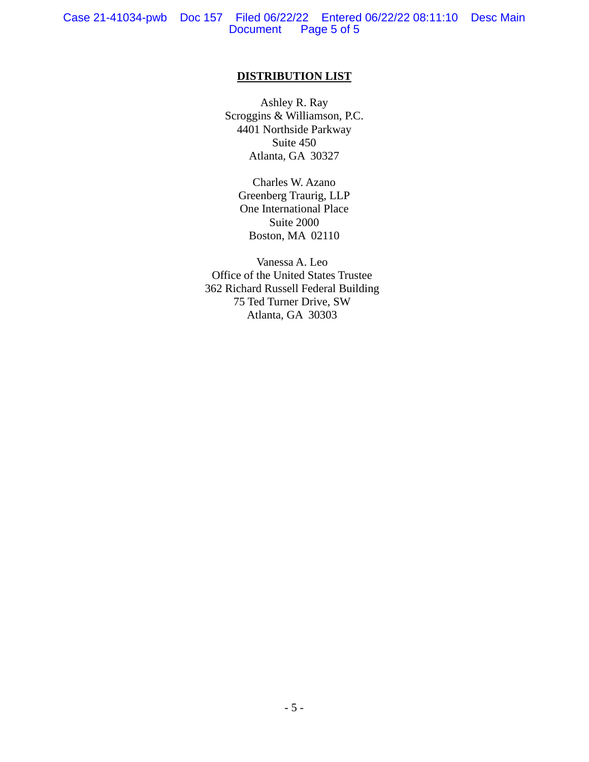**DISTRIBUTION LIST**

Ashley R. Ray
Scroggins & Williamson, P.C.
4401 Northside Parkway
Suite 450
Atlanta, GA 30327

Charles W. Azano
Greenberg Traurig, LLP
One International Place
Suite 2000
Boston, MA 02110

Vanessa A. Leo
Office of the United States Trustee
362 Richard Russell Federal Building
75 Ted Turner Drive, SW
Atlanta, GA 30303